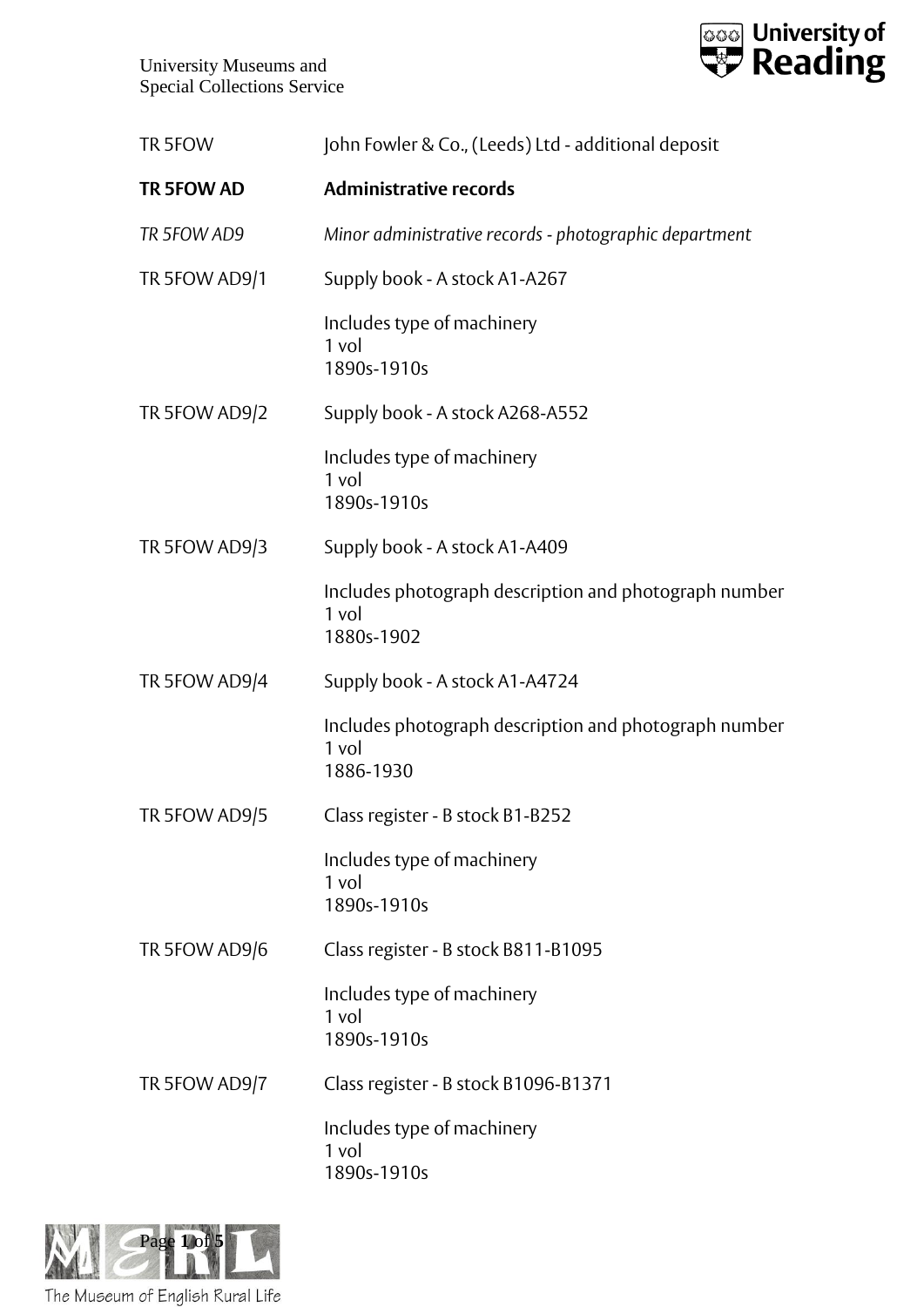TR 5FOW — John Fowler & Co., (Leeds) Ltd - additional deposit

**TR 5FOW AD — Administrative records**

*TR 5FOW AD9 — Minor administrative records - photographic department*

TR 5FOW AD9/1 — Supply book - A stock A1-A267

Includes type of machinery
1 vol
1890s-1910s

TR 5FOW AD9/2 — Supply book - A stock A268-A552

Includes type of machinery
1 vol
1890s-1910s

TR 5FOW AD9/3 — Supply book - A stock A1-A409

Includes photograph description and photograph number
1 vol
1880s-1902

TR 5FOW AD9/4 — Supply book - A stock A1-A4724

Includes photograph description and photograph number
1 vol
1886-1930

TR 5FOW AD9/5 — Class register - B stock B1-B252

Includes type of machinery
1 vol
1890s-1910s

TR 5FOW AD9/6 — Class register - B stock B811-B1095

Includes type of machinery
1 vol
1890s-1910s

TR 5FOW AD9/7 — Class register - B stock B1096-B1371

Includes type of machinery
1 vol
1890s-1910s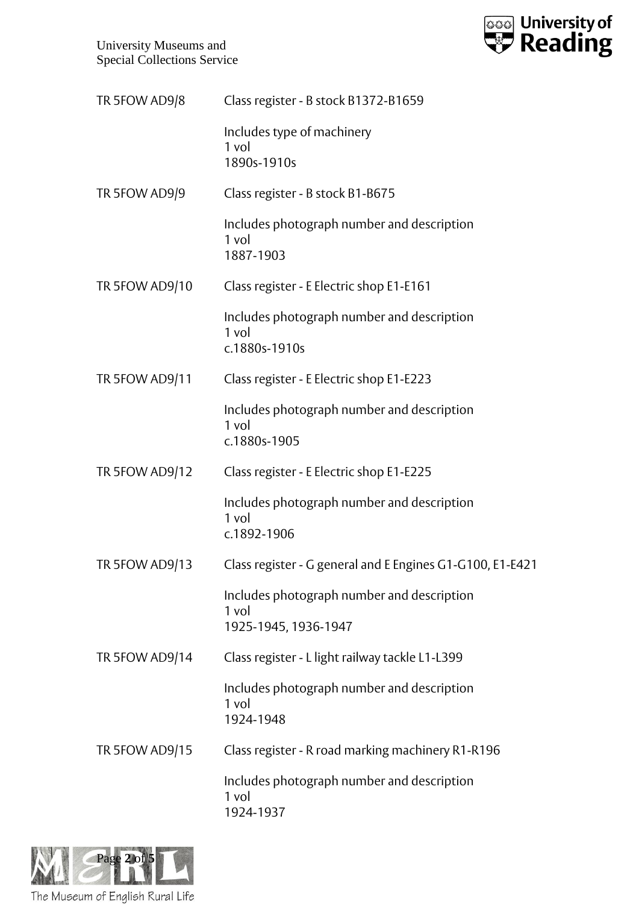TR 5FOW AD9/8 Class register - B stock B1372-B1659

Includes type of machinery
1 vol
1890s-1910s

TR 5FOW AD9/9 Class register - B stock B1-B675

Includes photograph number and description
1 vol
1887-1903

TR 5FOW AD9/10 Class register - E Electric shop E1-E161

Includes photograph number and description
1 vol
c.1880s-1910s

TR 5FOW AD9/11 Class register - E Electric shop E1-E223

Includes photograph number and description
1 vol
c.1880s-1905

TR 5FOW AD9/12 Class register - E Electric shop E1-E225

Includes photograph number and description
1 vol
c.1892-1906

TR 5FOW AD9/13 Class register - G general and E Engines G1-G100, E1-E421

Includes photograph number and description
1 vol
1925-1945, 1936-1947

TR 5FOW AD9/14 Class register - L light railway tackle L1-L399

Includes photograph number and description
1 vol
1924-1948

TR 5FOW AD9/15 Class register - R road marking machinery R1-R196

Includes photograph number and description
1 vol
1924-1937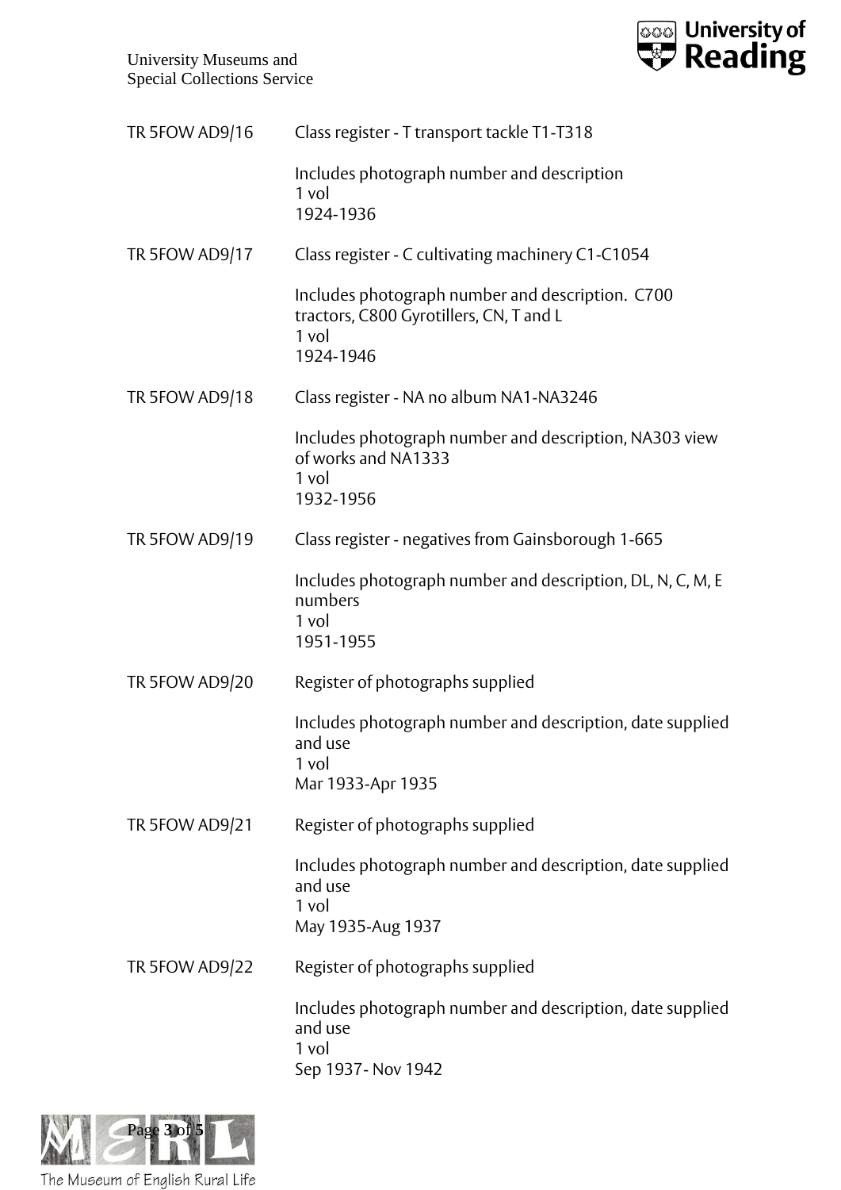TR 5FOW AD9/16 Class register - T transport tackle T1-T318

Includes photograph number and description
1 vol
1924-1936

TR 5FOW AD9/17 Class register - C cultivating machinery C1-C1054

Includes photograph number and description. C700 tractors, C800 Gyrotillers, CN, T and L
1 vol
1924-1946

TR 5FOW AD9/18 Class register - NA no album NA1-NA3246

Includes photograph number and description, NA303 view of works and NA1333
1 vol
1932-1956

TR 5FOW AD9/19 Class register - negatives from Gainsborough 1-665

Includes photograph number and description, DL, N, C, M, E numbers
1 vol
1951-1955

TR 5FOW AD9/20 Register of photographs supplied

Includes photograph number and description, date supplied and use
1 vol
Mar 1933-Apr 1935

TR 5FOW AD9/21 Register of photographs supplied

Includes photograph number and description, date supplied and use
1 vol
May 1935-Aug 1937

TR 5FOW AD9/22 Register of photographs supplied

Includes photograph number and description, date supplied and use
1 vol
Sep 1937- Nov 1942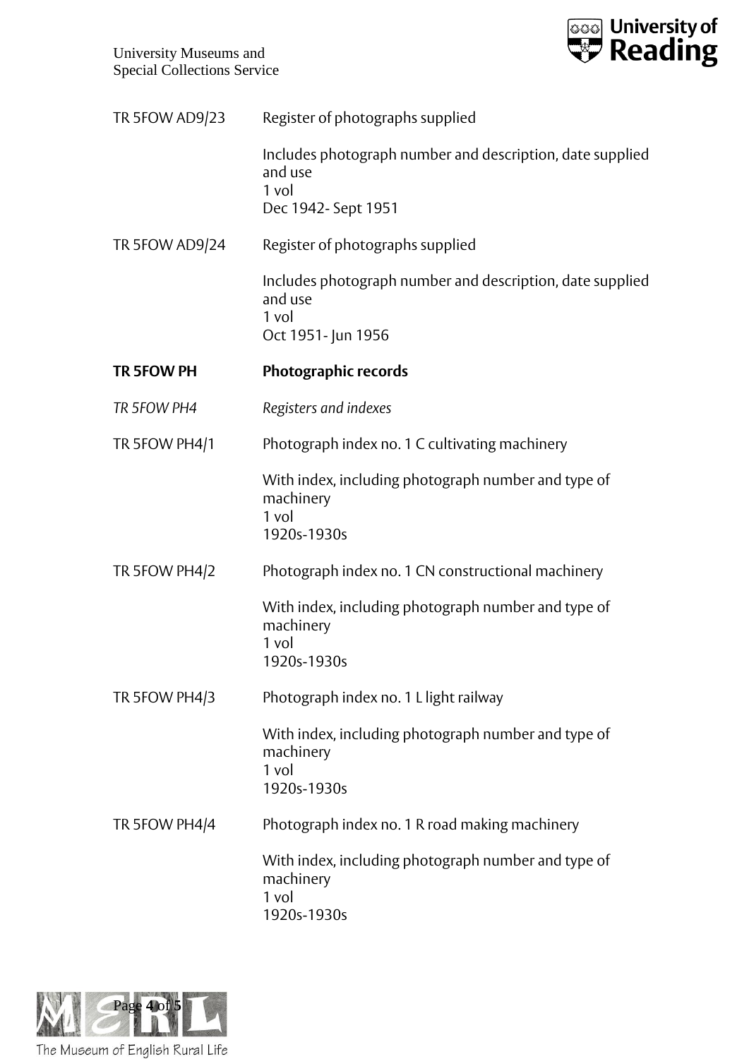| | |
|---|---|
| TR 5FOW AD9/23 | Register of photographs supplied<br><br>Includes photograph number and description, date supplied and use<br>1 vol<br>Dec 1942- Sept 1951 |
| TR 5FOW AD9/24 | Register of photographs supplied<br><br>Includes photograph number and description, date supplied and use<br>1 vol<br>Oct 1951- Jun 1956 |
| **TR 5FOW PH** | **Photographic records** |
| *TR 5FOW PH4* | *Registers and indexes* |
| TR 5FOW PH4/1 | Photograph index no. 1 C cultivating machinery<br><br>With index, including photograph number and type of machinery<br>1 vol<br>1920s-1930s |
| TR 5FOW PH4/2 | Photograph index no. 1 CN constructional machinery<br><br>With index, including photograph number and type of machinery<br>1 vol<br>1920s-1930s |
| TR 5FOW PH4/3 | Photograph index no. 1 L light railway<br><br>With index, including photograph number and type of machinery<br>1 vol<br>1920s-1930s |
| TR 5FOW PH4/4 | Photograph index no. 1 R road making machinery<br><br>With index, including photograph number and type of machinery<br>1 vol<br>1920s-1930s |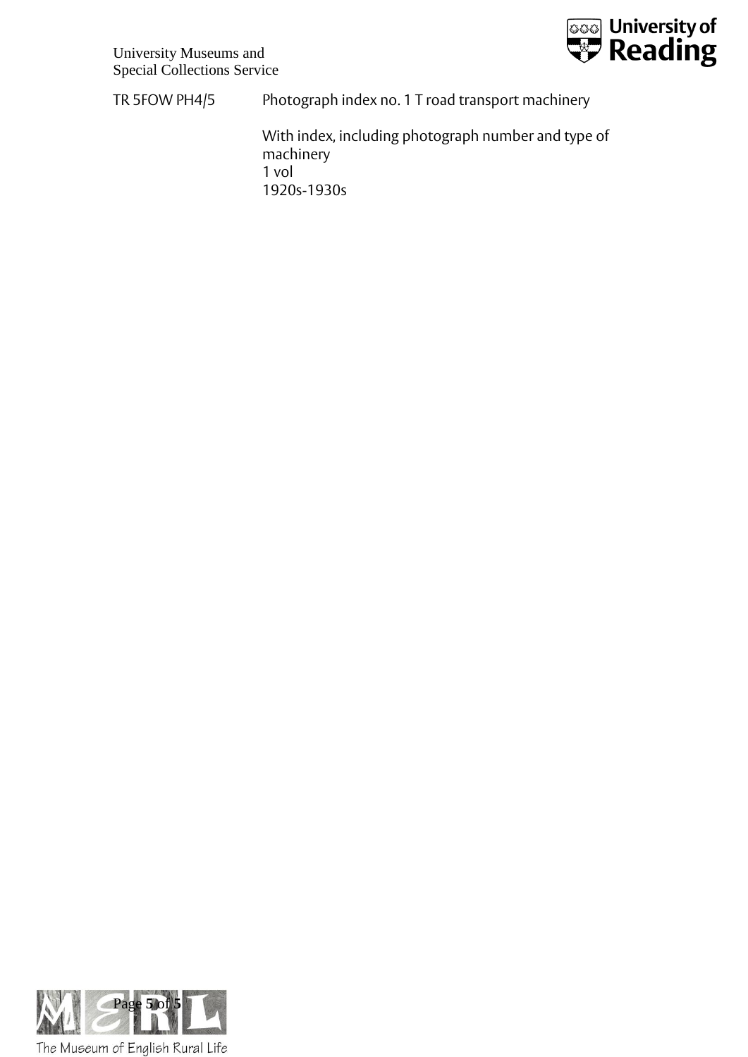| | |
|---|---|
| TR 5FOW PH4/5 | Photograph index no. 1 T road transport machinery<br><br>With index, including photograph number and type of machinery<br>1 vol<br>1920s-1930s |